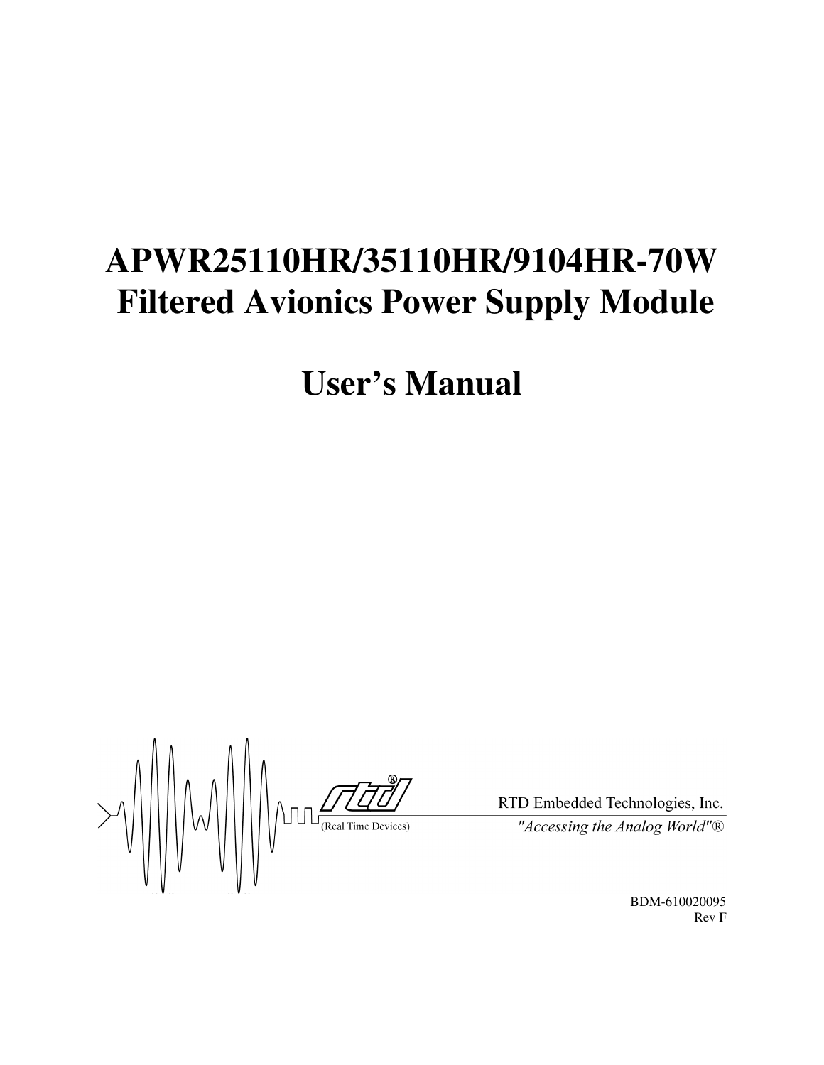# APWR25110HR/35110HR/9104HR-70W Filtered Avionics Power Supply Module

# User's Manual

RTD Embedded Technologies, Inc.

(Real Time Devices)

*"Accessing the Analog World"®*

BDM-610020095

Rev F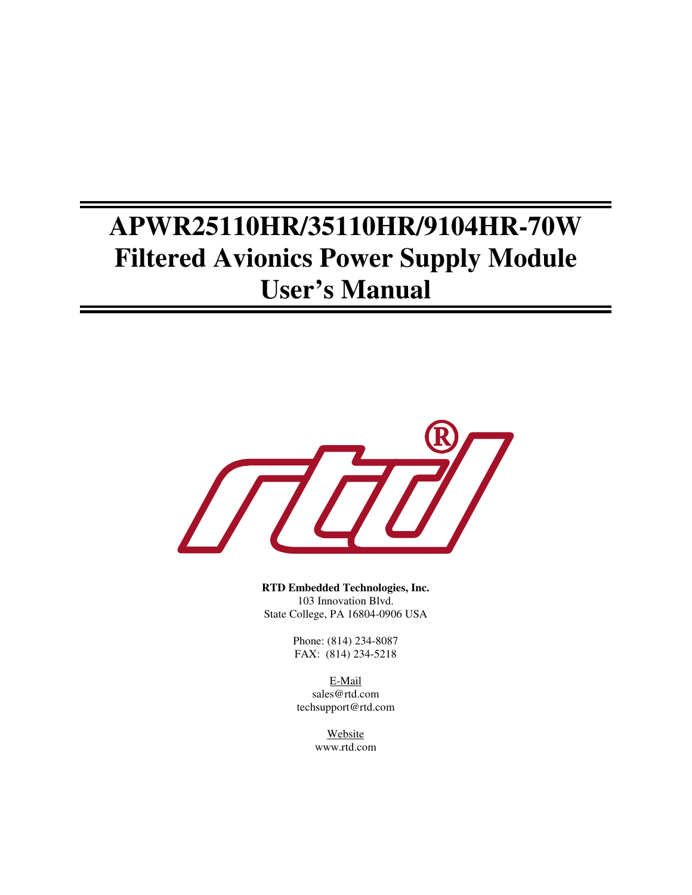# APWR25110HR/35110HR/9104HR-70W Filtered Avionics Power Supply Module User's Manual

**RTD Embedded Technologies, Inc.**
103 Innovation Blvd.
State College, PA 16804-0906 USA

Phone: (814) 234-8087
FAX: (814) 234-5218

E-Mail
sales@rtd.com
techsupport@rtd.com

Website
www.rtd.com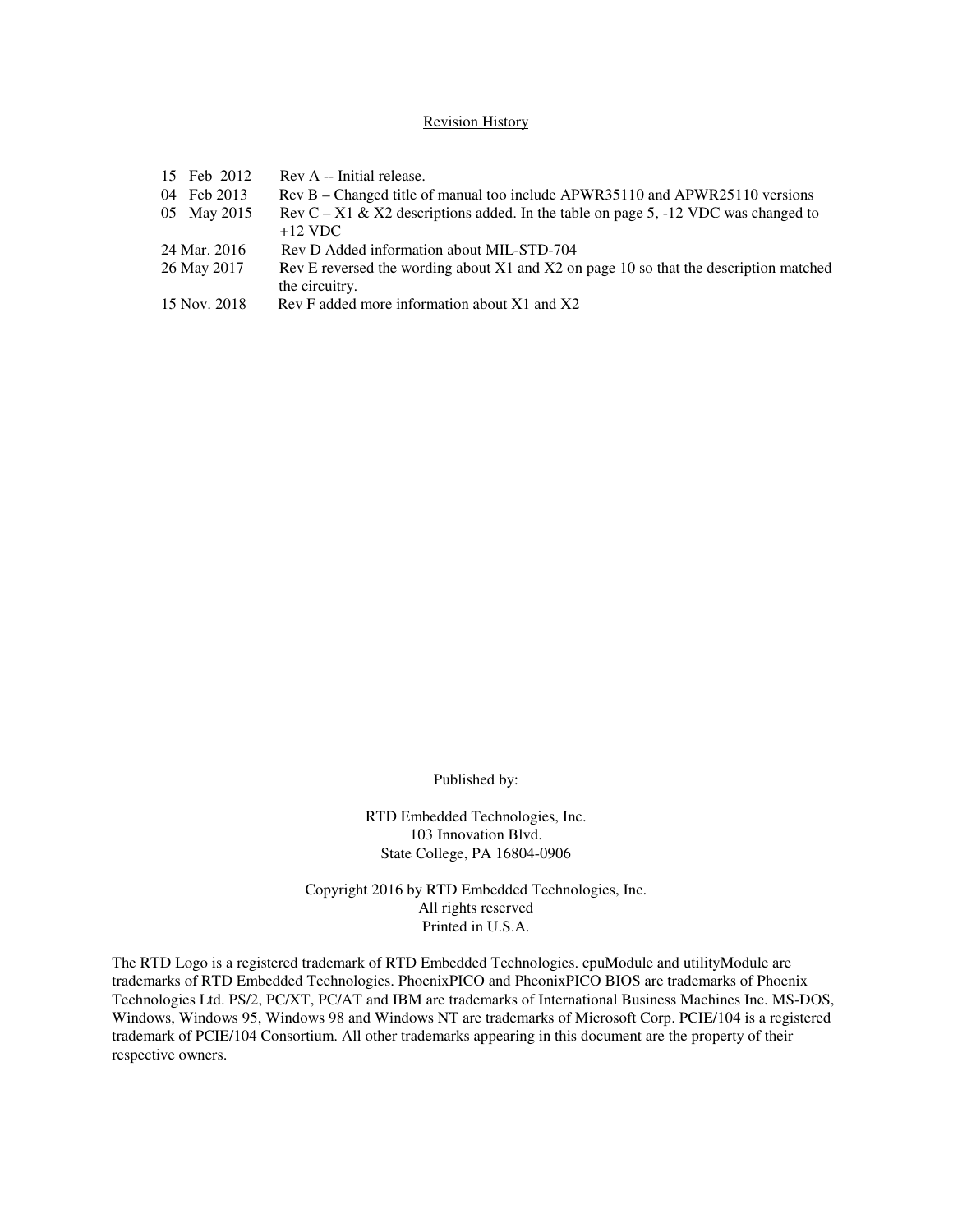## Revision History

| | |
|---|---|
| 15 Feb 2012 | Rev A -- Initial release. |
| 04 Feb 2013 | Rev B – Changed title of manual too include APWR35110 and APWR25110 versions |
| 05 May 2015 | Rev C – X1 & X2 descriptions added. In the table on page 5, -12 VDC was changed to +12 VDC |
| 24 Mar. 2016 | Rev D Added information about MIL-STD-704 |
| 26 May 2017 | Rev E reversed the wording about X1 and X2 on page 10 so that the description matched the circuitry. |
| 15 Nov. 2018 | Rev F added more information about X1 and X2 |

Published by:

RTD Embedded Technologies, Inc.
103 Innovation Blvd.
State College, PA 16804-0906

Copyright 2016 by RTD Embedded Technologies, Inc.
All rights reserved
Printed in U.S.A.

The RTD Logo is a registered trademark of RTD Embedded Technologies. cpuModule and utilityModule are trademarks of RTD Embedded Technologies. PhoenixPICO and PheonixPICO BIOS are trademarks of Phoenix Technologies Ltd. PS/2, PC/XT, PC/AT and IBM are trademarks of International Business Machines Inc. MS-DOS, Windows, Windows 95, Windows 98 and Windows NT are trademarks of Microsoft Corp. PCIE/104 is a registered trademark of PCIE/104 Consortium. All other trademarks appearing in this document are the property of their respective owners.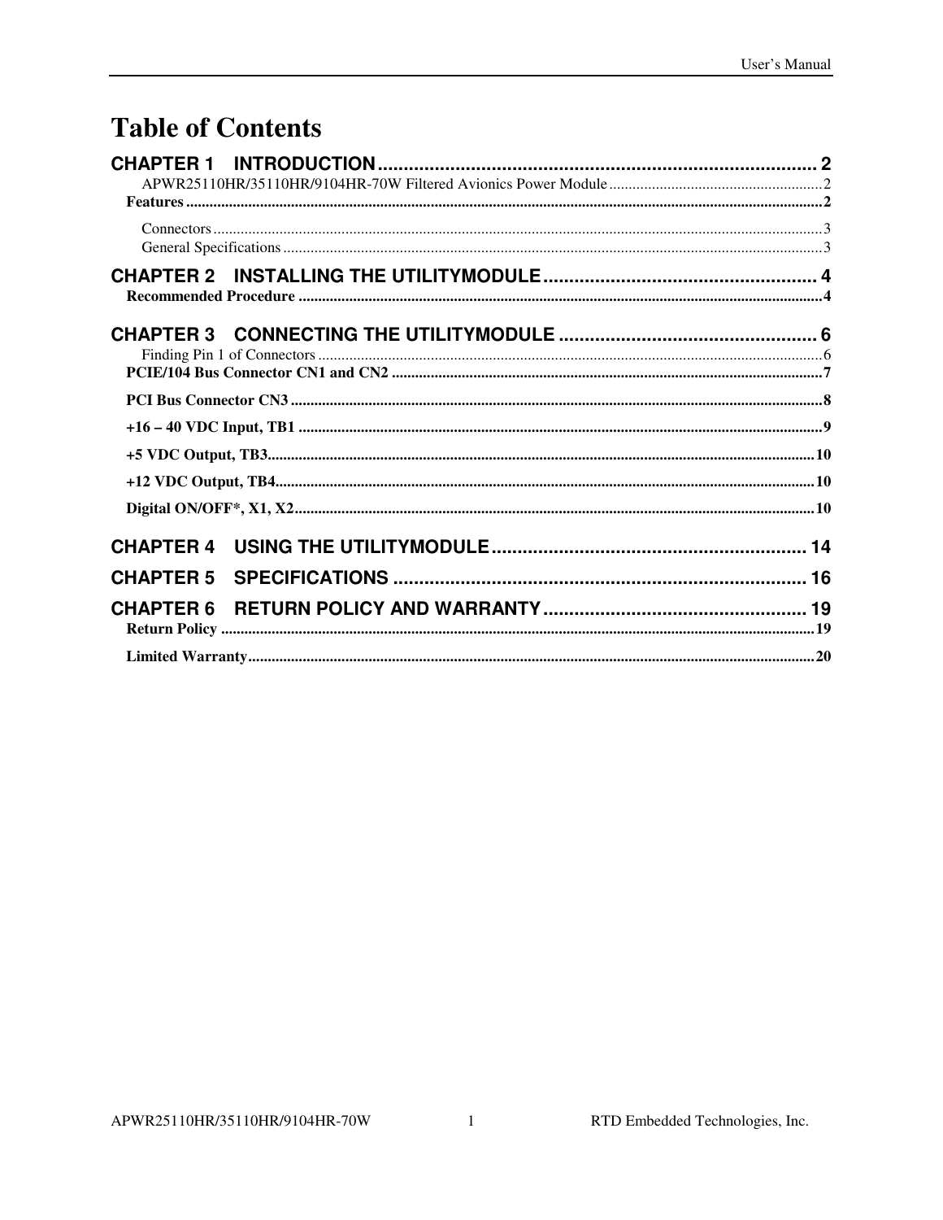# Table of Contents

**CHAPTER 1 INTRODUCTION** ..................................................................................... 2

APWR25110HR/35110HR/9104HR-70W Filtered Avionics Power Module ....................................................... 2

**Features** ............................................................................................................................................................. 2

Connectors ............................................................................................................................................................ 3

General Specifications ........................................................................................................................................... 3

**CHAPTER 2 INSTALLING THE UTILITYMODULE** ..................................................... 4

**Recommended Procedure** ..................................................................................................................................... 4

**CHAPTER 3 CONNECTING THE UTILITYMODULE** .................................................. 6

Finding Pin 1 of Connectors .................................................................................................................................. 6

**PCIE/104 Bus Connector CN1 and CN2** ............................................................................................................. 7

**PCI Bus Connector CN3** ....................................................................................................................................... 8

**+16 – 40 VDC Input, TB1** ..................................................................................................................................... 9

**+5 VDC Output, TB3** ........................................................................................................................................... 10

**+12 VDC Output, TB4** ......................................................................................................................................... 10

**Digital ON/OFF*, X1, X2** .................................................................................................................................... 10

**CHAPTER 4 USING THE UTILITYMODULE** ............................................................ 14

**CHAPTER 5 SPECIFICATIONS** ............................................................................... 16

**CHAPTER 6 RETURN POLICY AND WARRANTY** ................................................... 19

**Return Policy** ....................................................................................................................................................... 19

**Limited Warranty** ................................................................................................................................................ 20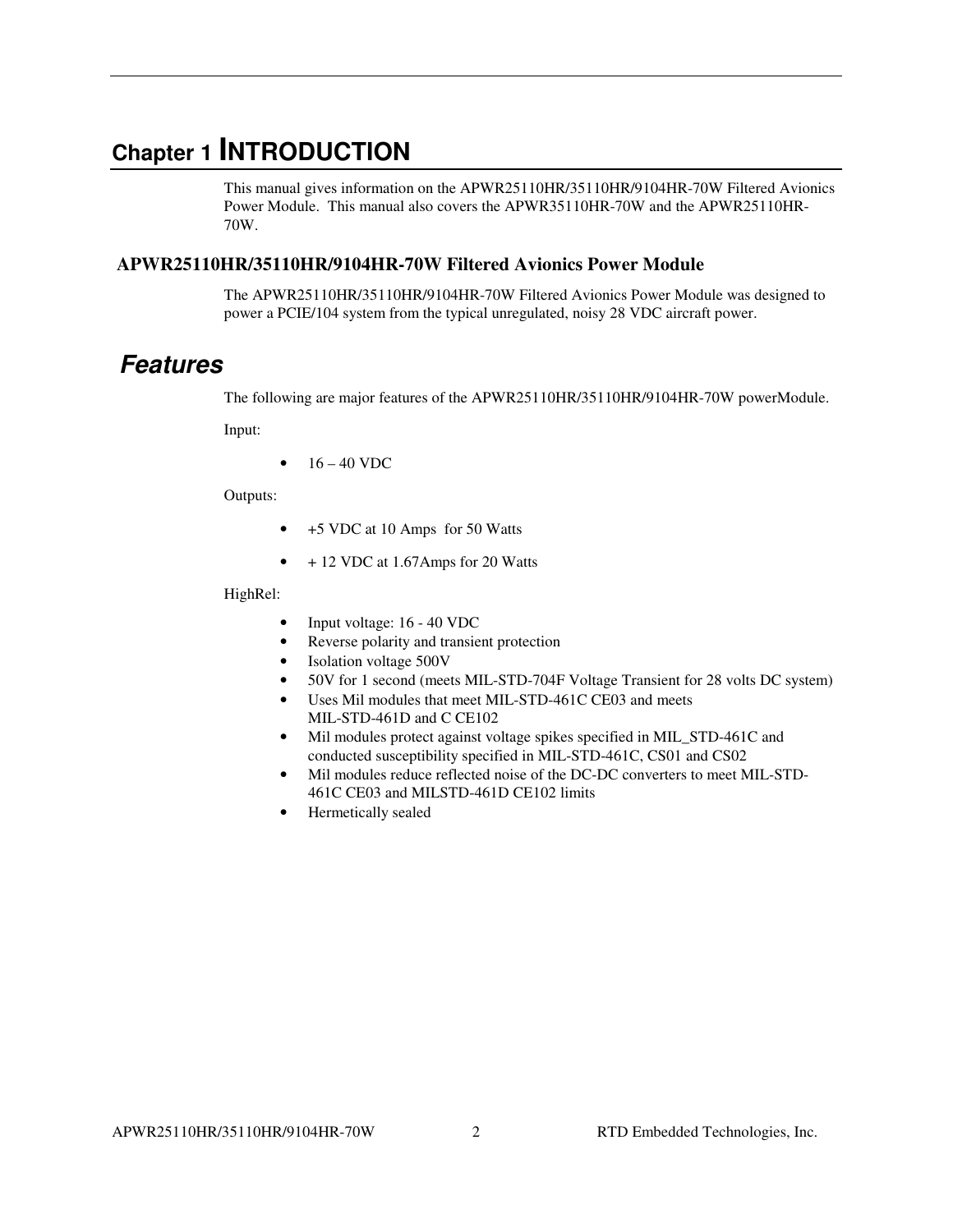# Chapter 1 INTRODUCTION

This manual gives information on the APWR25110HR/35110HR/9104HR-70W Filtered Avionics Power Module. This manual also covers the APWR35110HR-70W and the APWR25110HR-70W.

### APWR25110HR/35110HR/9104HR-70W Filtered Avionics Power Module

The APWR25110HR/35110HR/9104HR-70W Filtered Avionics Power Module was designed to power a PCIE/104 system from the typical unregulated, noisy 28 VDC aircraft power.

## *Features*

The following are major features of the APWR25110HR/35110HR/9104HR-70W powerModule.

Input:

- 16 – 40 VDC

Outputs:

- +5 VDC at 10 Amps for 50 Watts
- + 12 VDC at 1.67Amps for 20 Watts

HighRel:

- Input voltage: 16 - 40 VDC
- Reverse polarity and transient protection
- Isolation voltage 500V
- 50V for 1 second (meets MIL-STD-704F Voltage Transient for 28 volts DC system)
- Uses Mil modules that meet MIL-STD-461C CE03 and meets MIL-STD-461D and C CE102
- Mil modules protect against voltage spikes specified in MIL_STD-461C and conducted susceptibility specified in MIL-STD-461C, CS01 and CS02
- Mil modules reduce reflected noise of the DC-DC converters to meet MIL-STD-461C CE03 and MILSTD-461D CE102 limits
- Hermetically sealed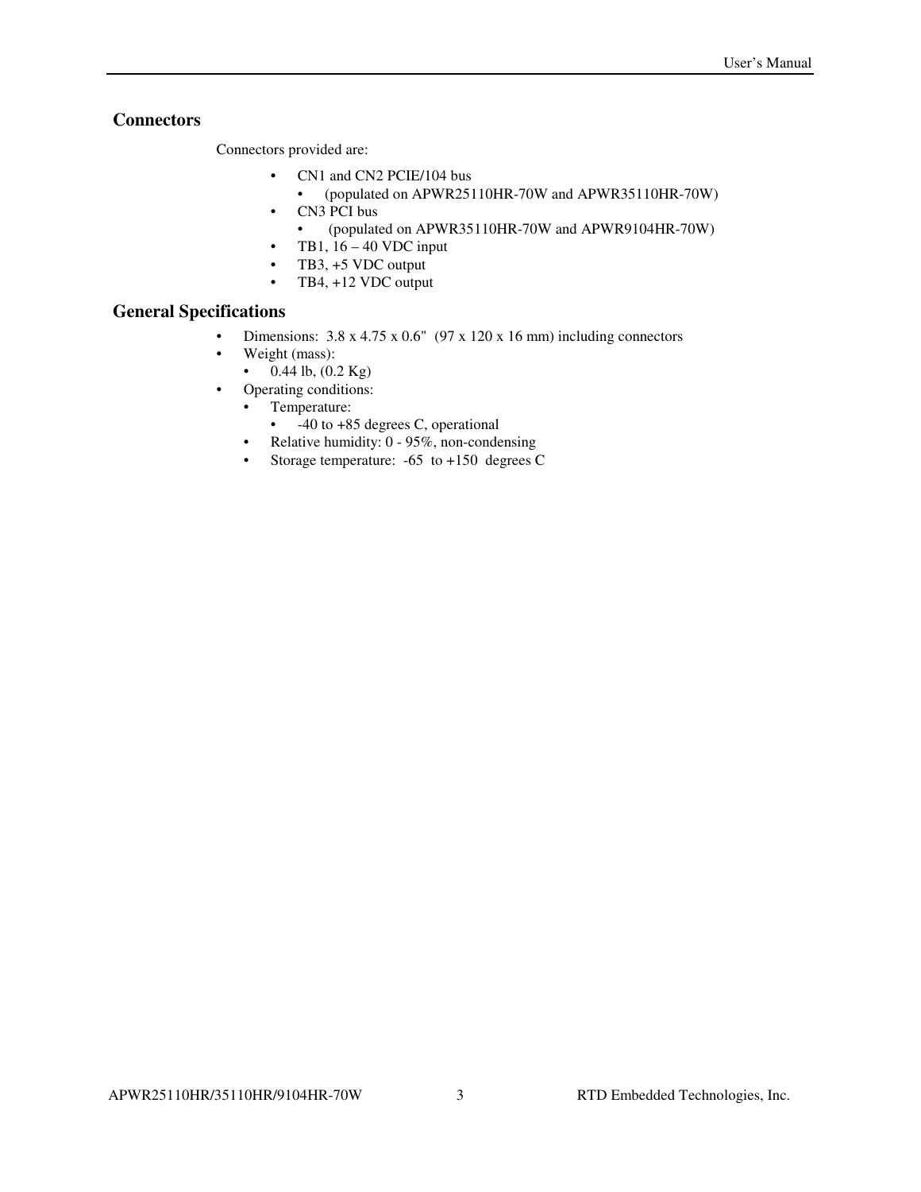## Connectors

Connectors provided are:

- CN1 and CN2 PCIE/104 bus
  - (populated on APWR25110HR-70W and APWR35110HR-70W)
- CN3 PCI bus
  - (populated on APWR35110HR-70W and APWR9104HR-70W)
- TB1, 16 – 40 VDC input
- TB3, +5 VDC output
- TB4, +12 VDC output

## General Specifications

- Dimensions: 3.8 x 4.75 x 0.6" (97 x 120 x 16 mm) including connectors
- Weight (mass):
  - 0.44 lb, (0.2 Kg)
- Operating conditions:
  - Temperature:
    - -40 to +85 degrees C, operational
  - Relative humidity: 0 - 95%, non-condensing
  - Storage temperature: -65 to +150 degrees C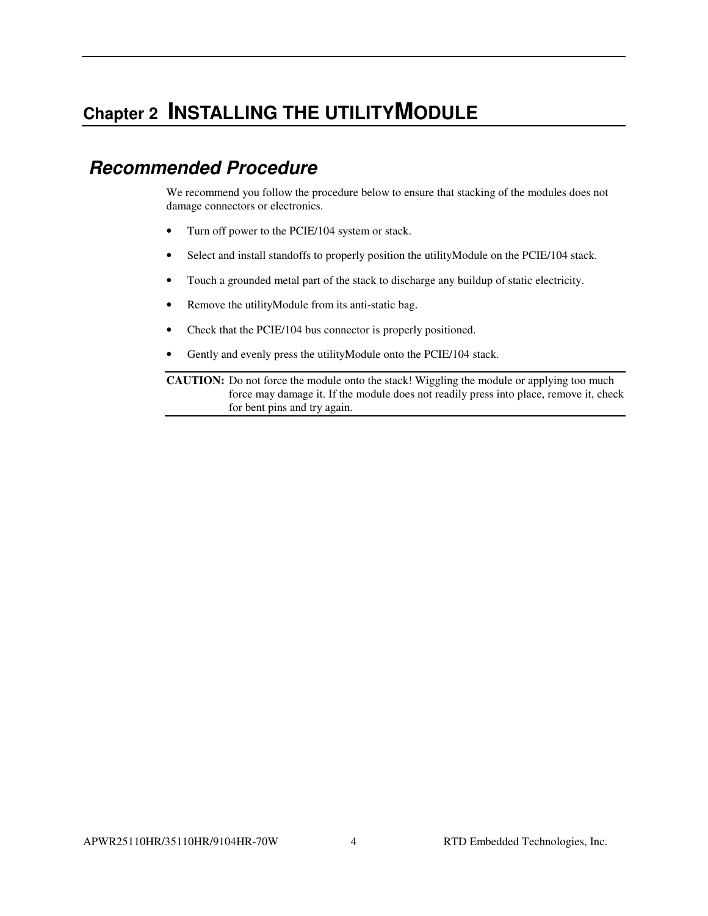# Chapter 2 INSTALLING THE UTILITYMODULE

## *Recommended Procedure*

We recommend you follow the procedure below to ensure that stacking of the modules does not damage connectors or electronics.

- Turn off power to the PCIE/104 system or stack.
- Select and install standoffs to properly position the utilityModule on the PCIE/104 stack.
- Touch a grounded metal part of the stack to discharge any buildup of static electricity.
- Remove the utilityModule from its anti-static bag.
- Check that the PCIE/104 bus connector is properly positioned.
- Gently and evenly press the utilityModule onto the PCIE/104 stack.

**CAUTION:** Do not force the module onto the stack! Wiggling the module or applying too much force may damage it. If the module does not readily press into place, remove it, check for bent pins and try again.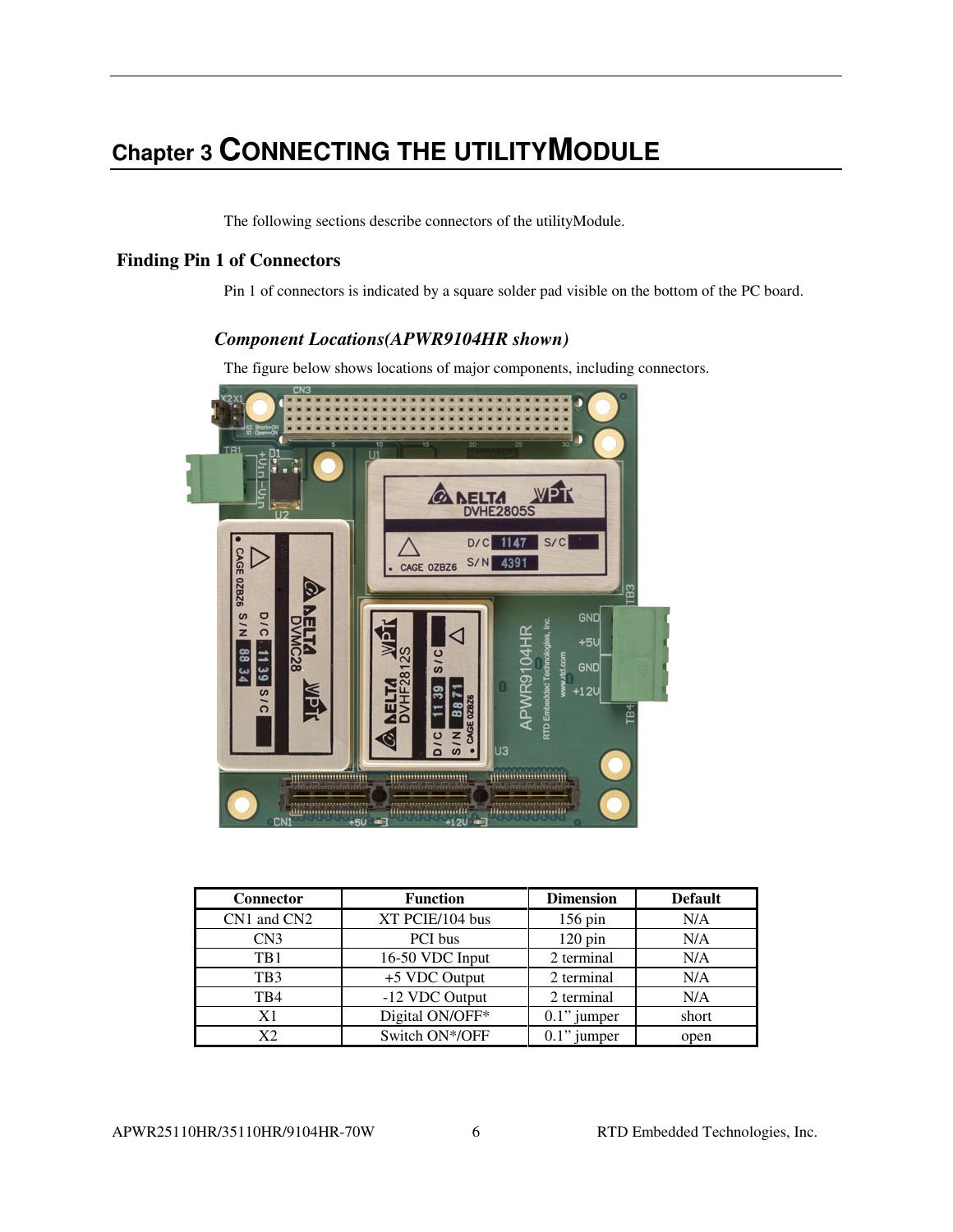# Chapter 3 CONNECTING THE UTILITYMODULE

The following sections describe connectors of the utilityModule.

## Finding Pin 1 of Connectors

Pin 1 of connectors is indicated by a square solder pad visible on the bottom of the PC board.

### *Component Locations(APWR9104HR shown)*

The figure below shows locations of major components, including connectors.

| Connector | Function | Dimension | Default |
|---|---|---|---|
| CN1 and CN2 | XT PCIE/104 bus | 156 pin | N/A |
| CN3 | PCI bus | 120 pin | N/A |
| TB1 | 16-50 VDC Input | 2 terminal | N/A |
| TB3 | +5 VDC Output | 2 terminal | N/A |
| TB4 | -12 VDC Output | 2 terminal | N/A |
| X1 | Digital ON/OFF* | 0.1" jumper | short |
| X2 | Switch ON*/OFF | 0.1" jumper | open |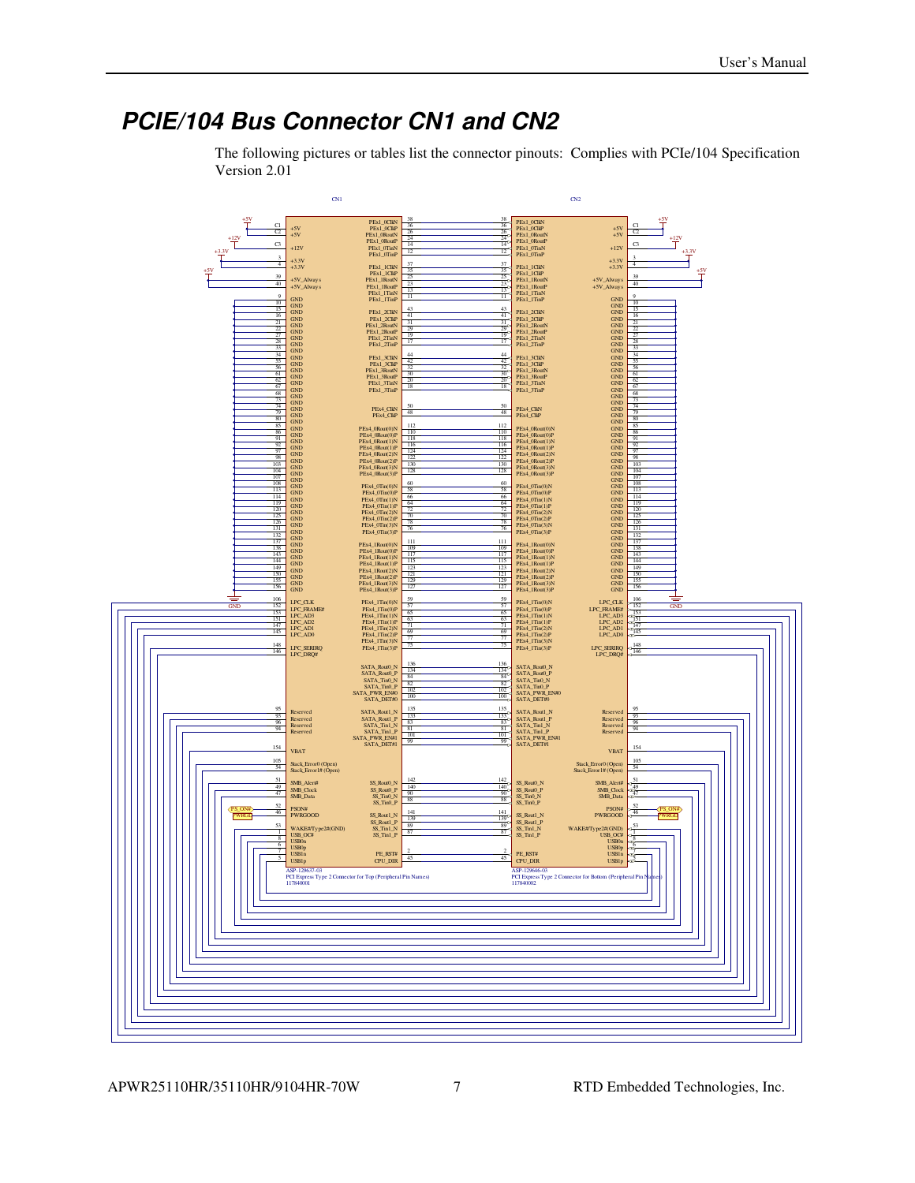## *PCIE/104 Bus Connector CN1 and CN2*

The following pictures or tables list the connector pinouts: Complies with PCIe/104 Specification Version 2.01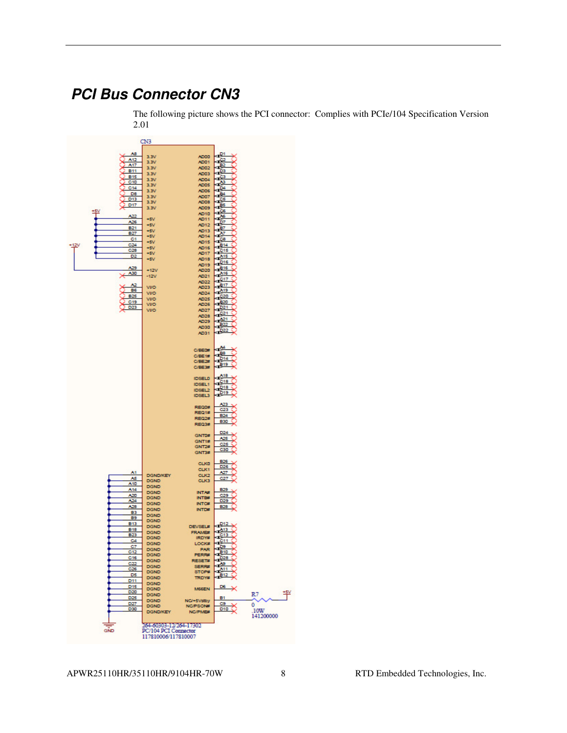## PCI Bus Connector CN3

The following picture shows the PCI connector: Complies with PCIe/104 Specification Version 2.01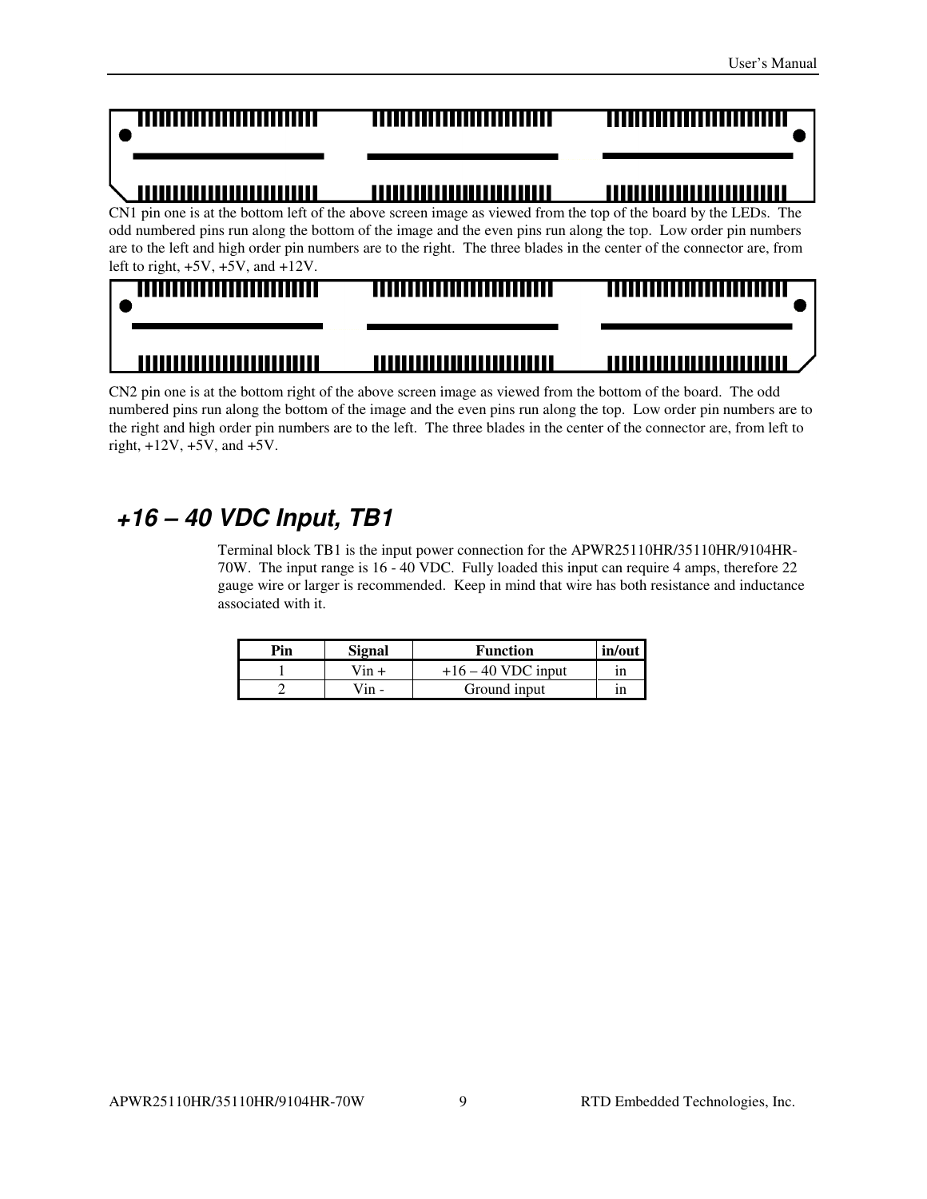CN1 pin one is at the bottom left of the above screen image as viewed from the top of the board by the LEDs. The odd numbered pins run along the bottom of the image and the even pins run along the top. Low order pin numbers are to the left and high order pin numbers are to the right. The three blades in the center of the connector are, from left to right, +5V, +5V, and +12V.

CN2 pin one is at the bottom right of the above screen image as viewed from the bottom of the board. The odd numbered pins run along the bottom of the image and the even pins run along the top. Low order pin numbers are to the right and high order pin numbers are to the left. The three blades in the center of the connector are, from left to right, +12V, +5V, and +5V.

## *+16 – 40 VDC Input, TB1*

Terminal block TB1 is the input power connection for the APWR25110HR/35110HR/9104HR-70W. The input range is 16 - 40 VDC. Fully loaded this input can require 4 amps, therefore 22 gauge wire or larger is recommended. Keep in mind that wire has both resistance and inductance associated with it.

| Pin | Signal | Function | in/out |
| --- | --- | --- | --- |
| 1 | Vin + | +16 – 40 VDC input | in |
| 2 | Vin - | Ground input | in |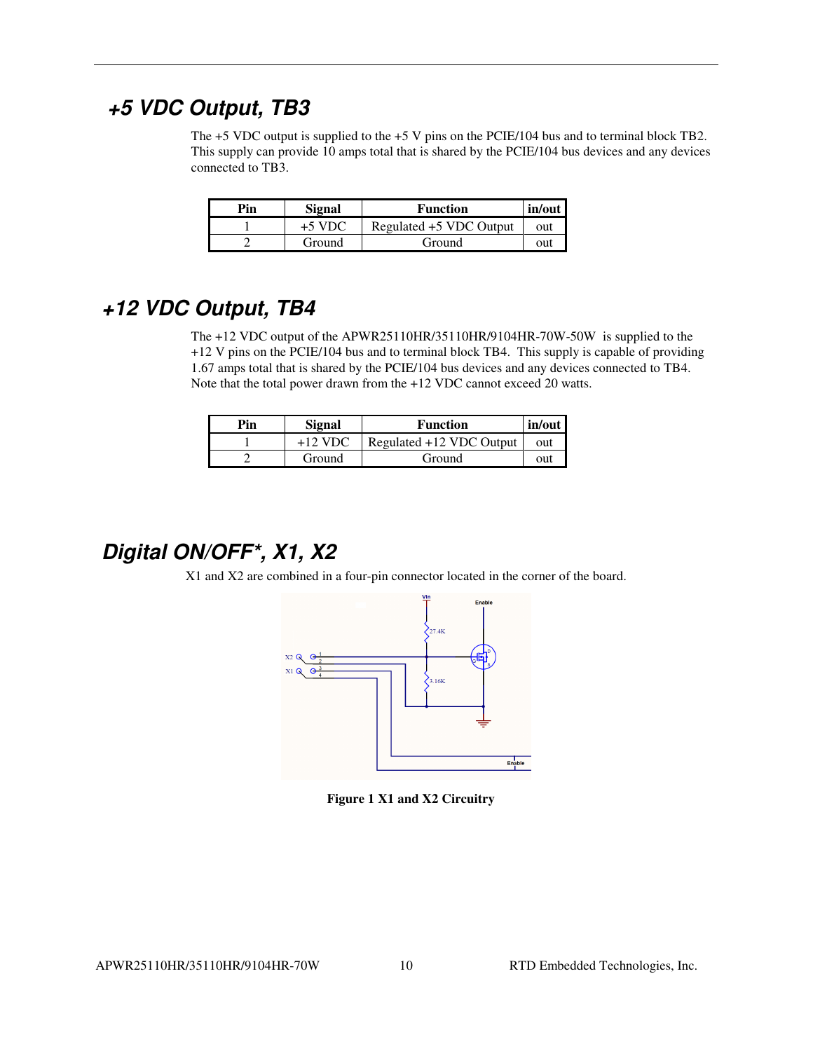## +5 VDC Output, TB3

The +5 VDC output is supplied to the +5 V pins on the PCIE/104 bus and to terminal block TB2. This supply can provide 10 amps total that is shared by the PCIE/104 bus devices and any devices connected to TB3.

| Pin | Signal | Function | in/out |
|---|---|---|---|
| 1 | +5 VDC | Regulated +5 VDC Output | out |
| 2 | Ground | Ground | out |

## +12 VDC Output, TB4

The +12 VDC output of the APWR25110HR/35110HR/9104HR-70W-50W is supplied to the +12 V pins on the PCIE/104 bus and to terminal block TB4. This supply is capable of providing 1.67 amps total that is shared by the PCIE/104 bus devices and any devices connected to TB4. Note that the total power drawn from the +12 VDC cannot exceed 20 watts.

| Pin | Signal | Function | in/out |
|---|---|---|---|
| 1 | +12 VDC | Regulated +12 VDC Output | out |
| 2 | Ground | Ground | out |

## Digital ON/OFF*, X1, X2

X1 and X2 are combined in a four-pin connector located in the corner of the board.

**Figure 1 X1 and X2 Circuitry**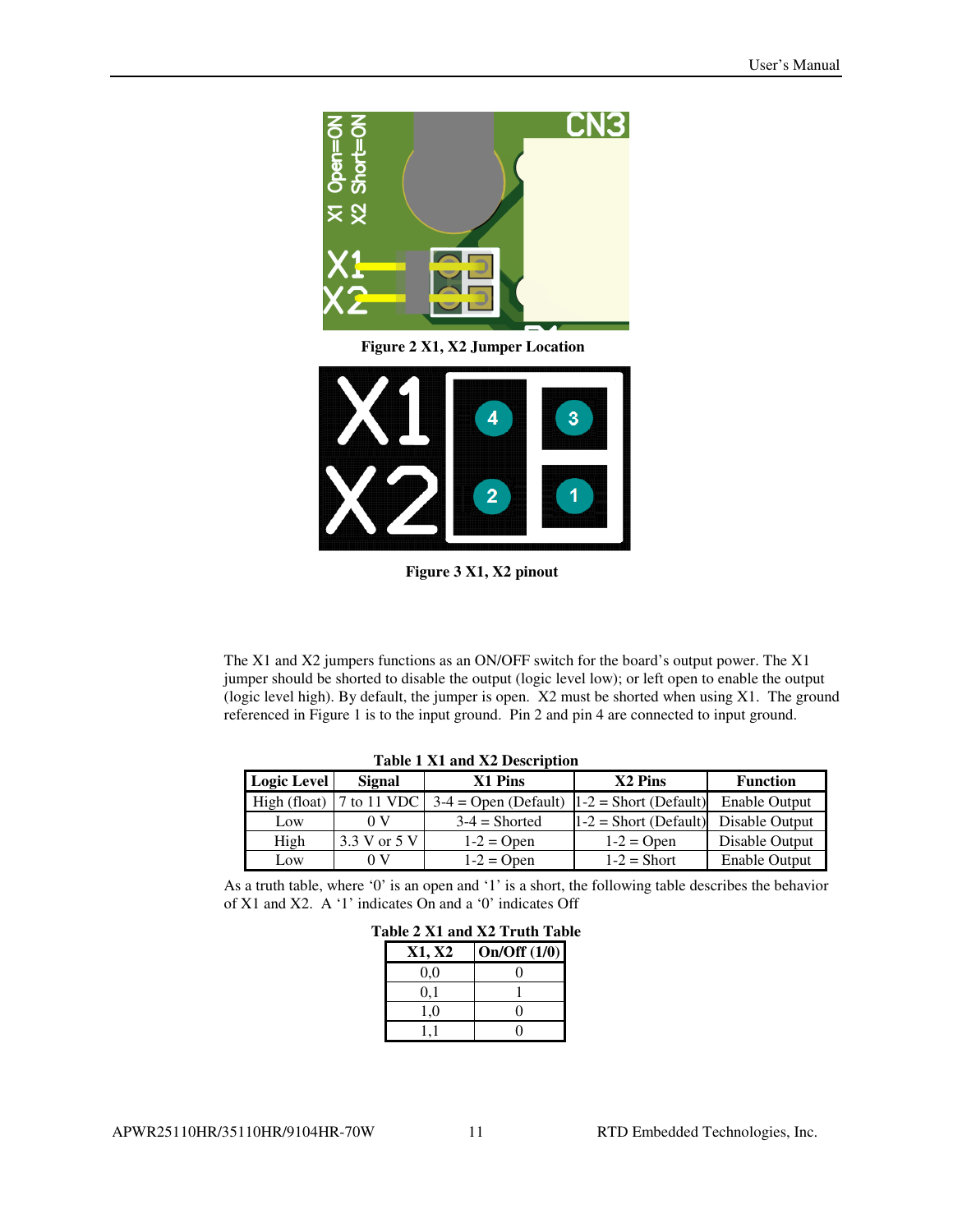**Figure 2 X1, X2 Jumper Location**

**Figure 3 X1, X2 pinout**

The X1 and X2 jumpers functions as an ON/OFF switch for the board's output power. The X1 jumper should be shorted to disable the output (logic level low); or left open to enable the output (logic level high). By default, the jumper is open. X2 must be shorted when using X1. The ground referenced in Figure 1 is to the input ground. Pin 2 and pin 4 are connected to input ground.

**Table 1 X1 and X2 Description**

| Logic Level | Signal | X1 Pins | X2 Pins | Function |
|---|---|---|---|---|
| High (float) | 7 to 11 VDC | 3-4 = Open (Default) | 1-2 = Short (Default) | Enable Output |
| Low | 0 V | 3-4 = Shorted | 1-2 = Short (Default) | Disable Output |
| High | 3.3 V or 5 V | 1-2 = Open | 1-2 = Open | Disable Output |
| Low | 0 V | 1-2 = Open | 1-2 = Short | Enable Output |

As a truth table, where '0' is an open and '1' is a short, the following table describes the behavior of X1 and X2. A '1' indicates On and a '0' indicates Off

**Table 2 X1 and X2 Truth Table**

| X1, X2 | On/Off (1/0) |
|---|---|
| 0,0 | 0 |
| 0,1 | 1 |
| 1,0 | 0 |
| 1,1 | 0 |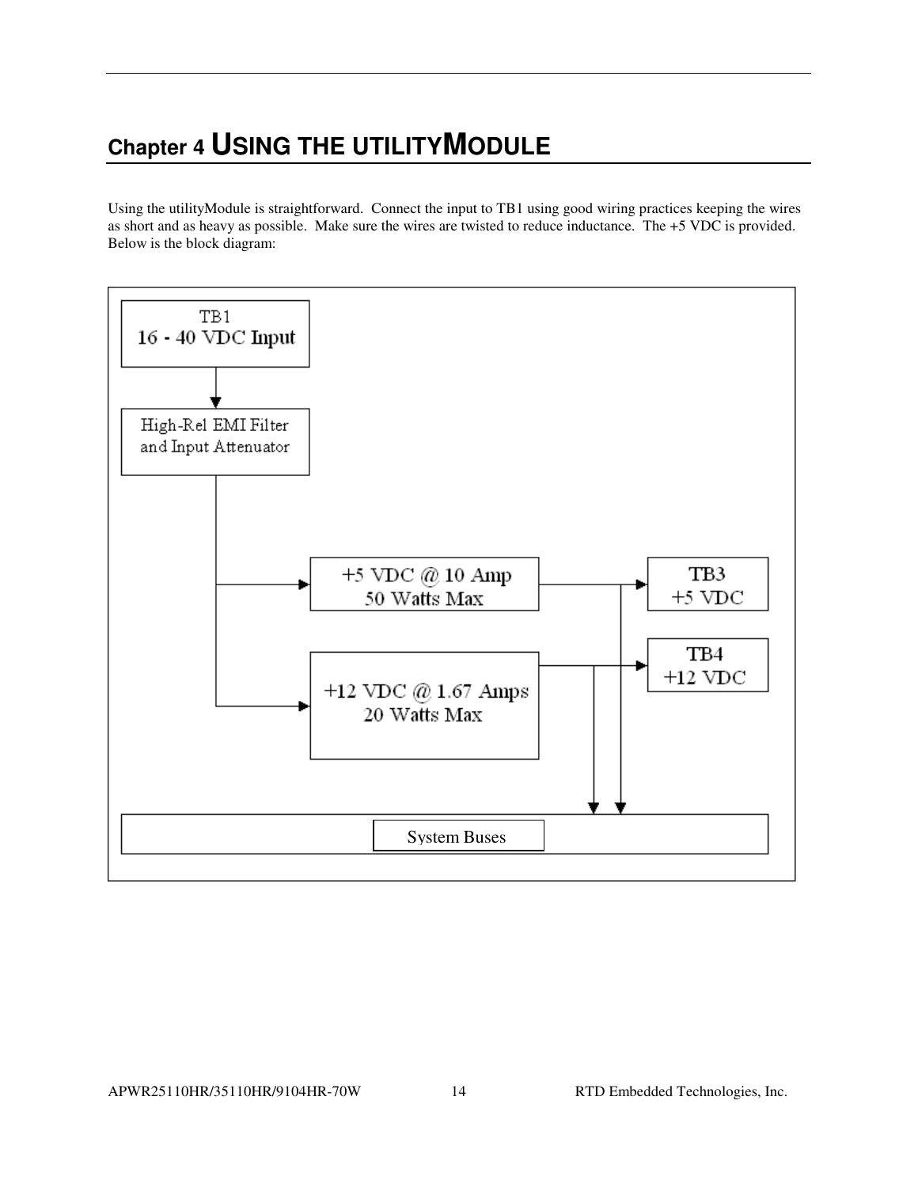# Chapter 4 USING THE UTILITYMODULE

Using the utilityModule is straightforward. Connect the input to TB1 using good wiring practices keeping the wires as short and as heavy as possible. Make sure the wires are twisted to reduce inductance. The +5 VDC is provided. Below is the block diagram:

TB1
16 - 40 VDC Input

High-Rel EMI Filter
and Input Attenuator

+5 VDC @ 10 Amp
50 Watts Max

TB3
+5 VDC

+12 VDC @ 1.67 Amps
20 Watts Max

TB4
+12 VDC

System Buses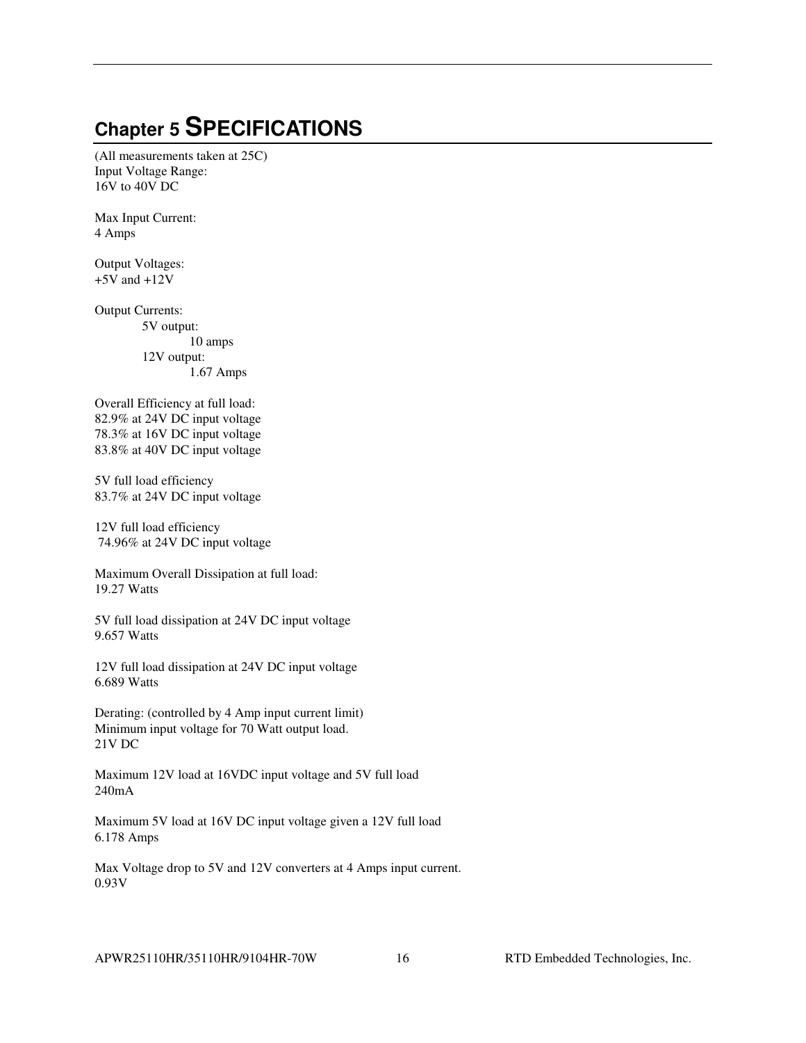# Chapter 5 SPECIFICATIONS

(All measurements taken at 25C)
Input Voltage Range:
16V to 40V DC

Max Input Current:
4 Amps

Output Voltages:
+5V and +12V

Output Currents:
- 5V output:
  - 10 amps
- 12V output:
  - 1.67 Amps

Overall Efficiency at full load:
82.9% at 24V DC input voltage
78.3% at 16V DC input voltage
83.8% at 40V DC input voltage

5V full load efficiency
83.7% at 24V DC input voltage

12V full load efficiency
74.96% at 24V DC input voltage

Maximum Overall Dissipation at full load:
19.27 Watts

5V full load dissipation at 24V DC input voltage
9.657 Watts

12V full load dissipation at 24V DC input voltage
6.689 Watts

Derating: (controlled by 4 Amp input current limit)
Minimum input voltage for 70 Watt output load.
21V DC

Maximum 12V load at 16VDC input voltage and 5V full load
240mA

Maximum 5V load at 16V DC input voltage given a 12V full load
6.178 Amps

Max Voltage drop to 5V and 12V converters at 4 Amps input current.
0.93V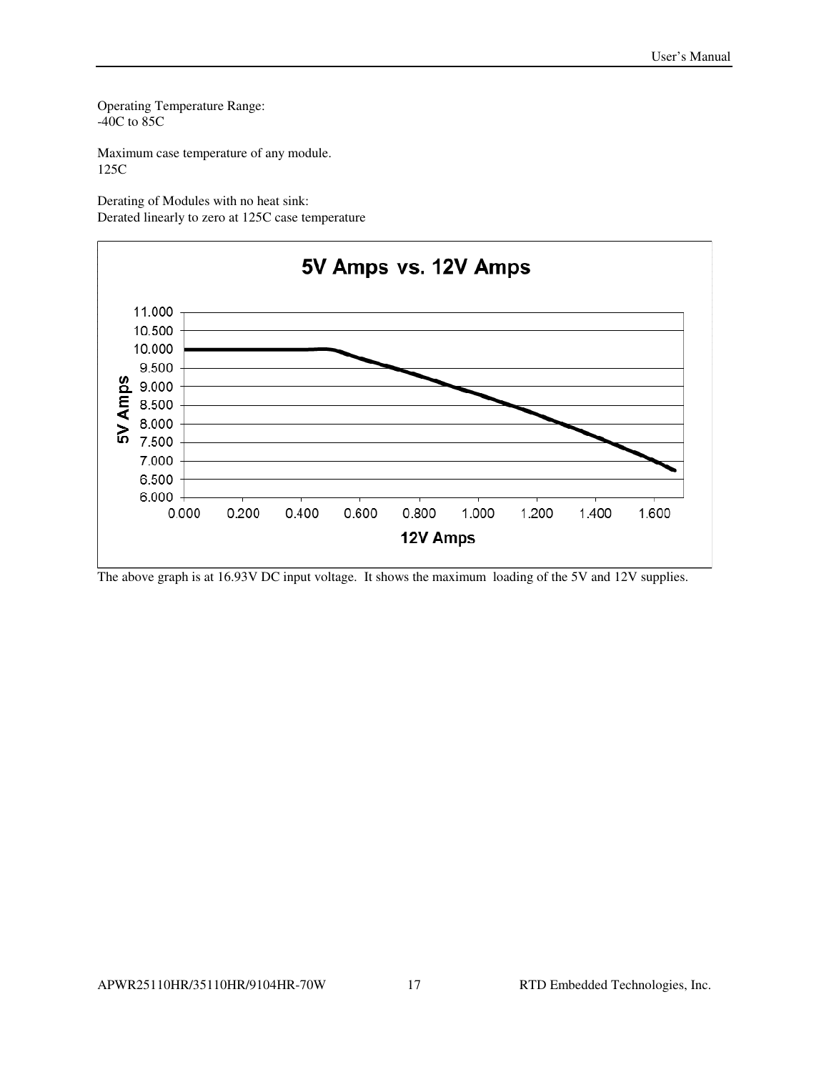Operating Temperature Range:
-40C to 85C

Maximum case temperature of any module.
125C

Derating of Modules with no heat sink:
Derated linearly to zero at 125C case temperature

The above graph is at 16.93V DC input voltage. It shows the maximum loading of the 5V and 12V supplies.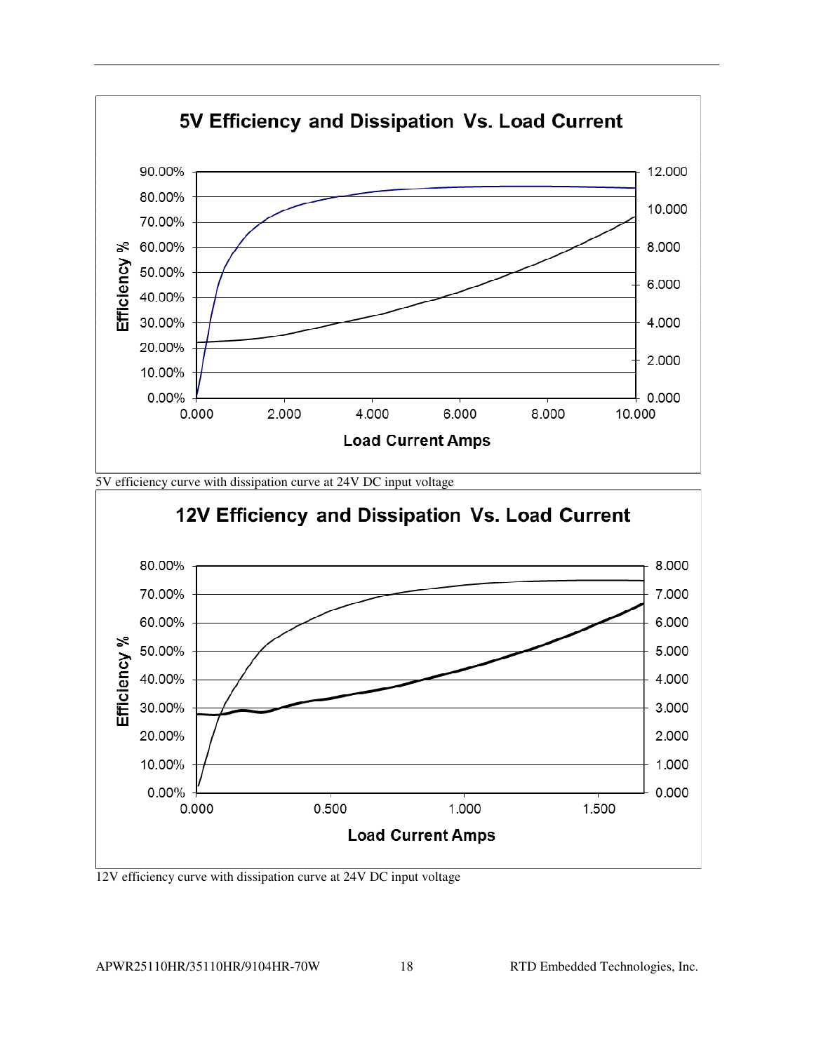## 5V Efficiency and Dissipation Vs. Load Current

5V efficiency curve with dissipation curve at 24V DC input voltage

## 12V Efficiency and Dissipation Vs. Load Current

12V efficiency curve with dissipation curve at 24V DC input voltage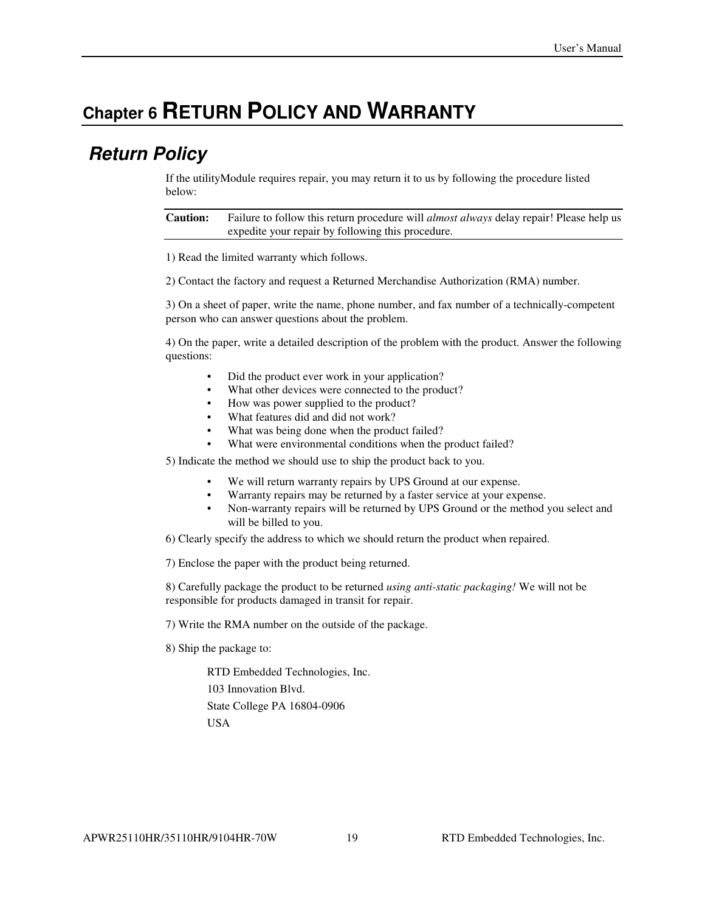# Chapter 6 RETURN POLICY AND WARRANTY

## Return Policy

If the utilityModule requires repair, you may return it to us by following the procedure listed below:

**Caution:** Failure to follow this return procedure will *almost always* delay repair! Please help us expedite your repair by following this procedure.

1) Read the limited warranty which follows.

2) Contact the factory and request a Returned Merchandise Authorization (RMA) number.

3) On a sheet of paper, write the name, phone number, and fax number of a technically-competent person who can answer questions about the problem.

4) On the paper, write a detailed description of the problem with the product. Answer the following questions:

- Did the product ever work in your application?
- What other devices were connected to the product?
- How was power supplied to the product?
- What features did and did not work?
- What was being done when the product failed?
- What were environmental conditions when the product failed?

5) Indicate the method we should use to ship the product back to you.

- We will return warranty repairs by UPS Ground at our expense.
- Warranty repairs may be returned by a faster service at your expense.
- Non-warranty repairs will be returned by UPS Ground or the method you select and will be billed to you.

6) Clearly specify the address to which we should return the product when repaired.

7) Enclose the paper with the product being returned.

8) Carefully package the product to be returned *using anti-static packaging!* We will not be responsible for products damaged in transit for repair.

7) Write the RMA number on the outside of the package.

8) Ship the package to:

RTD Embedded Technologies, Inc.
103 Innovation Blvd.
State College PA 16804-0906
USA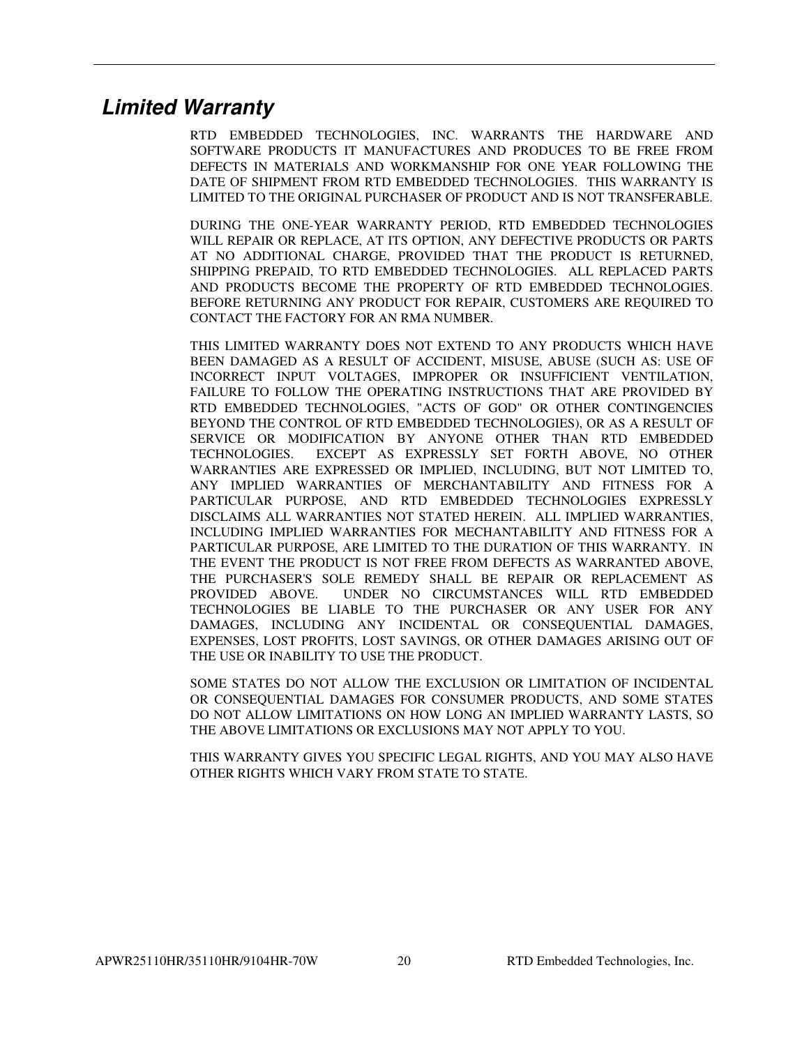## *Limited Warranty*

RTD EMBEDDED TECHNOLOGIES, INC. WARRANTS THE HARDWARE AND SOFTWARE PRODUCTS IT MANUFACTURES AND PRODUCES TO BE FREE FROM DEFECTS IN MATERIALS AND WORKMANSHIP FOR ONE YEAR FOLLOWING THE DATE OF SHIPMENT FROM RTD EMBEDDED TECHNOLOGIES. THIS WARRANTY IS LIMITED TO THE ORIGINAL PURCHASER OF PRODUCT AND IS NOT TRANSFERABLE.

DURING THE ONE-YEAR WARRANTY PERIOD, RTD EMBEDDED TECHNOLOGIES WILL REPAIR OR REPLACE, AT ITS OPTION, ANY DEFECTIVE PRODUCTS OR PARTS AT NO ADDITIONAL CHARGE, PROVIDED THAT THE PRODUCT IS RETURNED, SHIPPING PREPAID, TO RTD EMBEDDED TECHNOLOGIES. ALL REPLACED PARTS AND PRODUCTS BECOME THE PROPERTY OF RTD EMBEDDED TECHNOLOGIES. BEFORE RETURNING ANY PRODUCT FOR REPAIR, CUSTOMERS ARE REQUIRED TO CONTACT THE FACTORY FOR AN RMA NUMBER.

THIS LIMITED WARRANTY DOES NOT EXTEND TO ANY PRODUCTS WHICH HAVE BEEN DAMAGED AS A RESULT OF ACCIDENT, MISUSE, ABUSE (SUCH AS: USE OF INCORRECT INPUT VOLTAGES, IMPROPER OR INSUFFICIENT VENTILATION, FAILURE TO FOLLOW THE OPERATING INSTRUCTIONS THAT ARE PROVIDED BY RTD EMBEDDED TECHNOLOGIES, "ACTS OF GOD" OR OTHER CONTINGENCIES BEYOND THE CONTROL OF RTD EMBEDDED TECHNOLOGIES), OR AS A RESULT OF SERVICE OR MODIFICATION BY ANYONE OTHER THAN RTD EMBEDDED TECHNOLOGIES. EXCEPT AS EXPRESSLY SET FORTH ABOVE, NO OTHER WARRANTIES ARE EXPRESSED OR IMPLIED, INCLUDING, BUT NOT LIMITED TO, ANY IMPLIED WARRANTIES OF MERCHANTABILITY AND FITNESS FOR A PARTICULAR PURPOSE, AND RTD EMBEDDED TECHNOLOGIES EXPRESSLY DISCLAIMS ALL WARRANTIES NOT STATED HEREIN. ALL IMPLIED WARRANTIES, INCLUDING IMPLIED WARRANTIES FOR MECHANTABILITY AND FITNESS FOR A PARTICULAR PURPOSE, ARE LIMITED TO THE DURATION OF THIS WARRANTY. IN THE EVENT THE PRODUCT IS NOT FREE FROM DEFECTS AS WARRANTED ABOVE, THE PURCHASER'S SOLE REMEDY SHALL BE REPAIR OR REPLACEMENT AS PROVIDED ABOVE. UNDER NO CIRCUMSTANCES WILL RTD EMBEDDED TECHNOLOGIES BE LIABLE TO THE PURCHASER OR ANY USER FOR ANY DAMAGES, INCLUDING ANY INCIDENTAL OR CONSEQUENTIAL DAMAGES, EXPENSES, LOST PROFITS, LOST SAVINGS, OR OTHER DAMAGES ARISING OUT OF THE USE OR INABILITY TO USE THE PRODUCT.

SOME STATES DO NOT ALLOW THE EXCLUSION OR LIMITATION OF INCIDENTAL OR CONSEQUENTIAL DAMAGES FOR CONSUMER PRODUCTS, AND SOME STATES DO NOT ALLOW LIMITATIONS ON HOW LONG AN IMPLIED WARRANTY LASTS, SO THE ABOVE LIMITATIONS OR EXCLUSIONS MAY NOT APPLY TO YOU.

THIS WARRANTY GIVES YOU SPECIFIC LEGAL RIGHTS, AND YOU MAY ALSO HAVE OTHER RIGHTS WHICH VARY FROM STATE TO STATE.